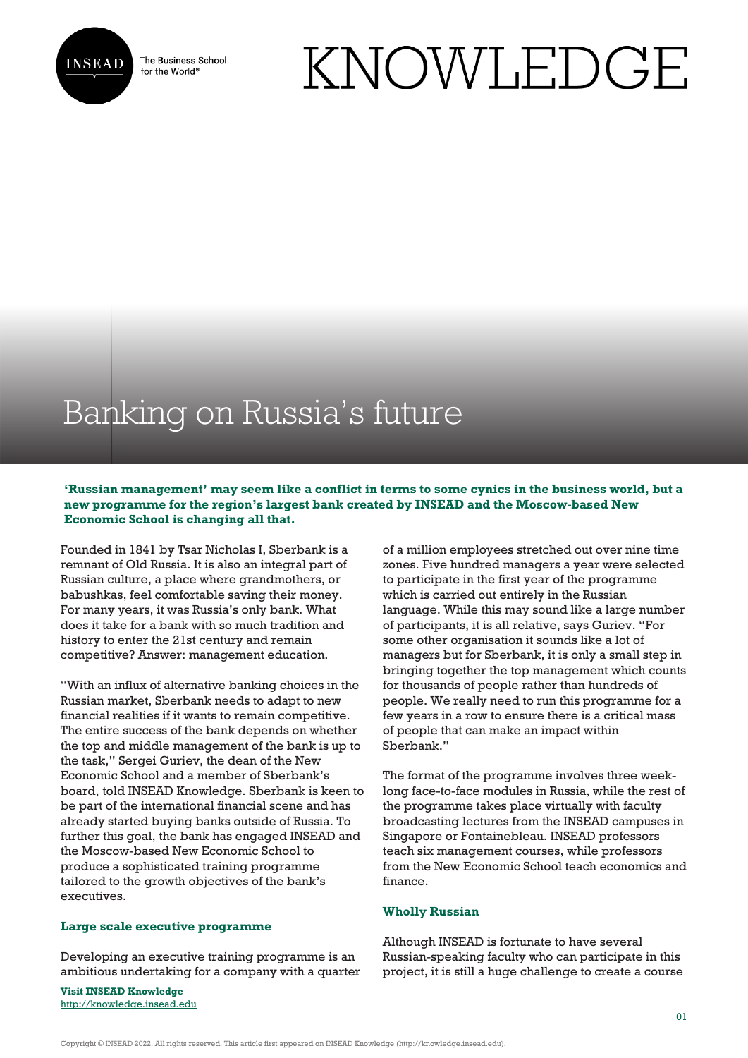# Banking on Russia's future

**'Russian management' may seem like a conflict in terms to some cynics in the business world, but a new programme for the region's largest bank created by INSEAD and the Moscow-based New Economic School is changing all that.**

Founded in 1841 by Tsar Nicholas I, Sberbank is a remnant of Old Russia. It is also an integral part of Russian culture, a place where grandmothers, or babushkas, feel comfortable saving their money. For many years, it was Russia's only bank. What does it take for a bank with so much tradition and history to enter the 21st century and remain competitive? Answer: management education.

"With an influx of alternative banking choices in the Russian market, Sberbank needs to adapt to new financial realities if it wants to remain competitive. The entire success of the bank depends on whether the top and middle management of the bank is up to the task," Sergei Guriev, the dean of the New Economic School and a member of Sberbank's board, told INSEAD Knowledge. Sberbank is keen to be part of the international financial scene and has already started buying banks outside of Russia. To further this goal, the bank has engaged INSEAD and the Moscow-based New Economic School to produce a sophisticated training programme tailored to the growth objectives of the bank's executives.

## Large scale executive programme

Developing an executive training programme is an ambitious undertaking for a company with a quarter of a million employees stretched out over nine time zones. Five hundred managers a year were selected to participate in the first year of the programme which is carried out entirely in the Russian language. While this may sound like a large number of participants, it is all relative, says Guriev. "For some other organisation it sounds like a lot of managers but for Sberbank, it is only a small step in bringing together the top management which counts for thousands of people rather than hundreds of people. We really need to run this programme for a few years in a row to ensure there is a critical mass of people that can make an impact within Sberbank."

The format of the programme involves three week-long face-to-face modules in Russia, while the rest of the programme takes place virtually with faculty broadcasting lectures from the INSEAD campuses in Singapore or Fontainebleau. INSEAD professors teach six management courses, while professors from the New Economic School teach economics and finance.

## Wholly Russian

Although INSEAD is fortunate to have several Russian-speaking faculty who can participate in this project, it is still a huge challenge to create a course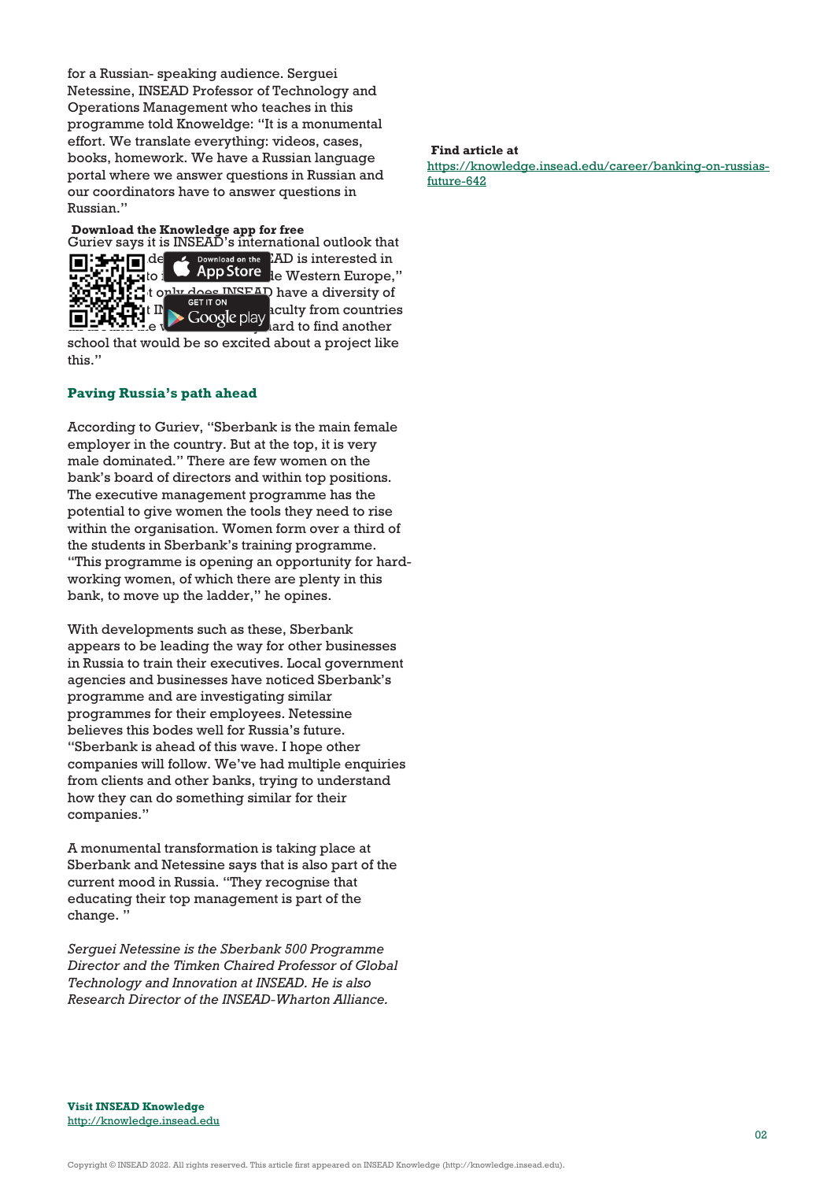for a Russian- speaking audience. Serguei Netessine, INSEAD Professor of Technology and Operations Management who teaches in this programme told Knoweldge: "It is a monumental effort. We translate everything: videos, cases, books, homework. We have a Russian language portal where we answer questions in Russian and our coordinators have to answer questions in Russian."

**Download the Knowledge app for free**

Guriev says it is INSEAD's international outlook that de... AD is interested in to ... le Western Europe," ...t only does INSEAD have a diversity of ...t IN... aculty from countries ...e w... ard to find another school that would be so excited about a project like this."

## Paving Russia's path ahead

According to Guriev, "Sberbank is the main female employer in the country. But at the top, it is very male dominated." There are few women on the bank's board of directors and within top positions. The executive management programme has the potential to give women the tools they need to rise within the organisation. Women form over a third of the students in Sberbank's training programme. "This programme is opening an opportunity for hard-working women, of which there are plenty in this bank, to move up the ladder," he opines.

With developments such as these, Sberbank appears to be leading the way for other businesses in Russia to train their executives. Local government agencies and businesses have noticed Sberbank's programme and are investigating similar programmes for their employees. Netessine believes this bodes well for Russia's future. "Sberbank is ahead of this wave. I hope other companies will follow. We've had multiple enquiries from clients and other banks, trying to understand how they can do something similar for their companies."

A monumental transformation is taking place at Sberbank and Netessine says that is also part of the current mood in Russia. "They recognise that educating their top management is part of the change. "

*Serguei Netessine is the Sberbank 500 Programme Director and the Timken Chaired Professor of Global Technology and Innovation at INSEAD. He is also Research Director of the INSEAD-Wharton Alliance.*

**Find article at**
https://knowledge.insead.edu/career/banking-on-russias-future-642

**Visit INSEAD Knowledge**
http://knowledge.insead.edu